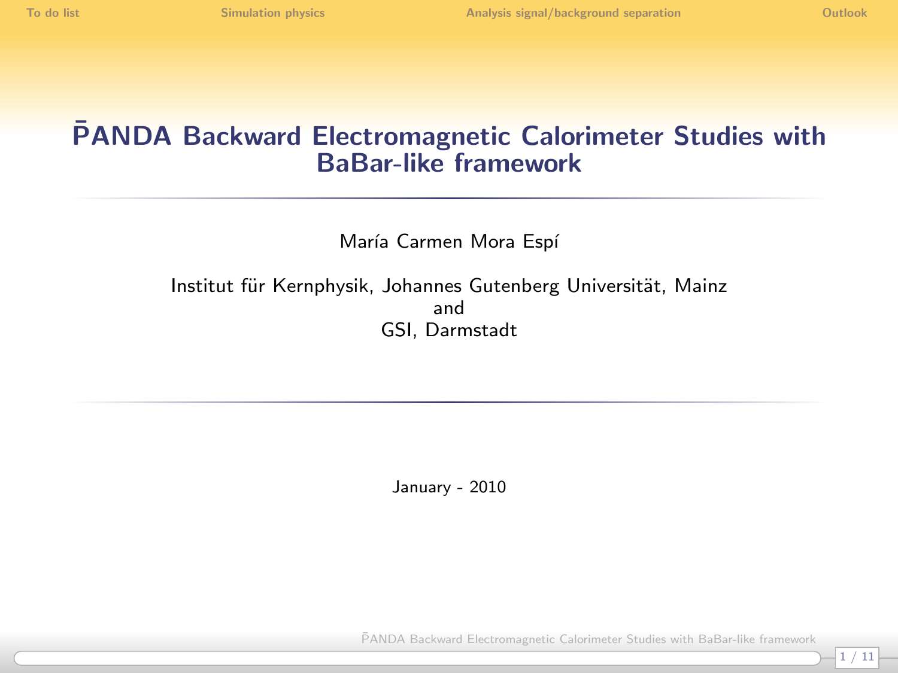# $\bar{\text{P}}$ANDA Backward Electromagnetic Calorimeter Studies with BaBar-like framework

María Carmen Mora Espí

Institut für Kernphysik, Johannes Gutenberg Universität, Mainz
and
GSI, Darmstadt

January - 2010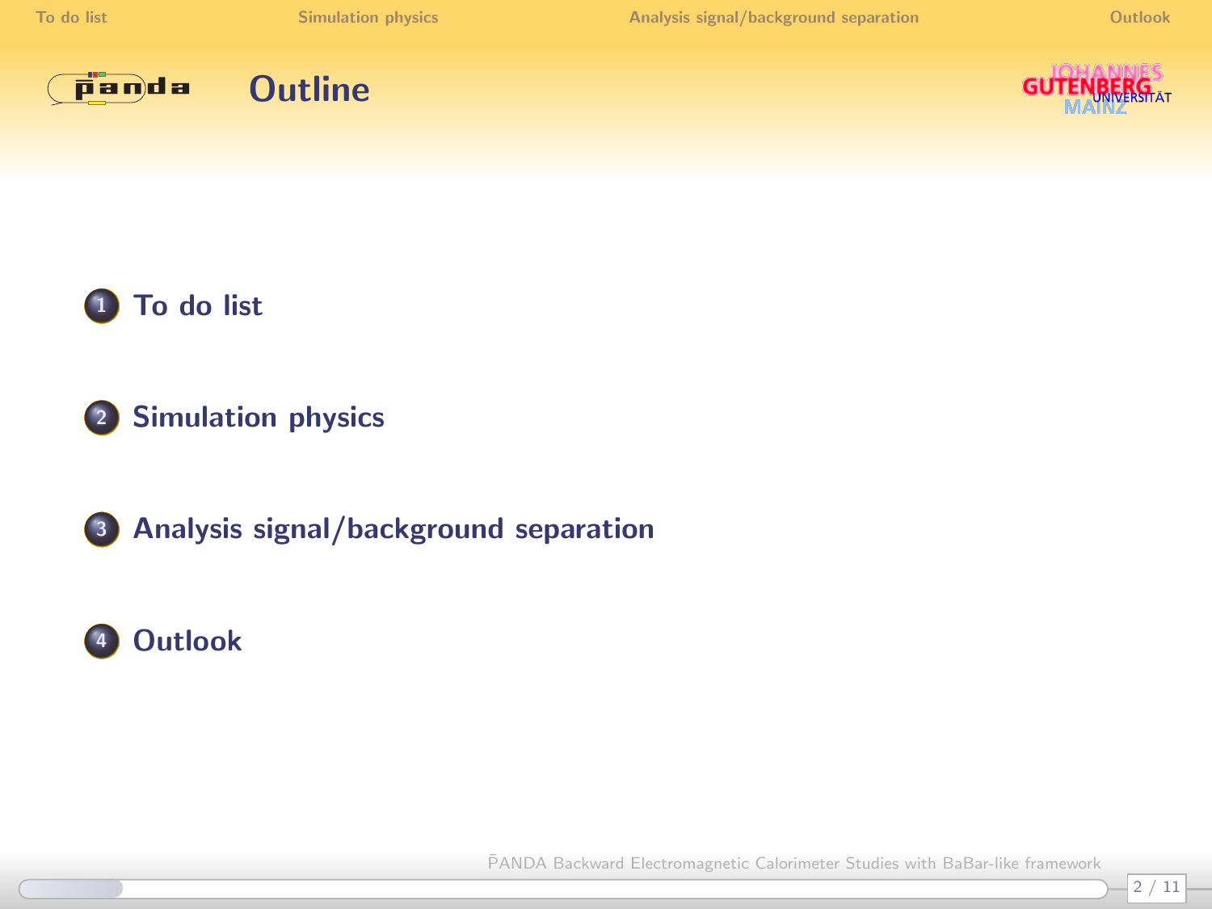# Outline

1. To do list
2. Simulation physics
3. Analysis signal/background separation
4. Outlook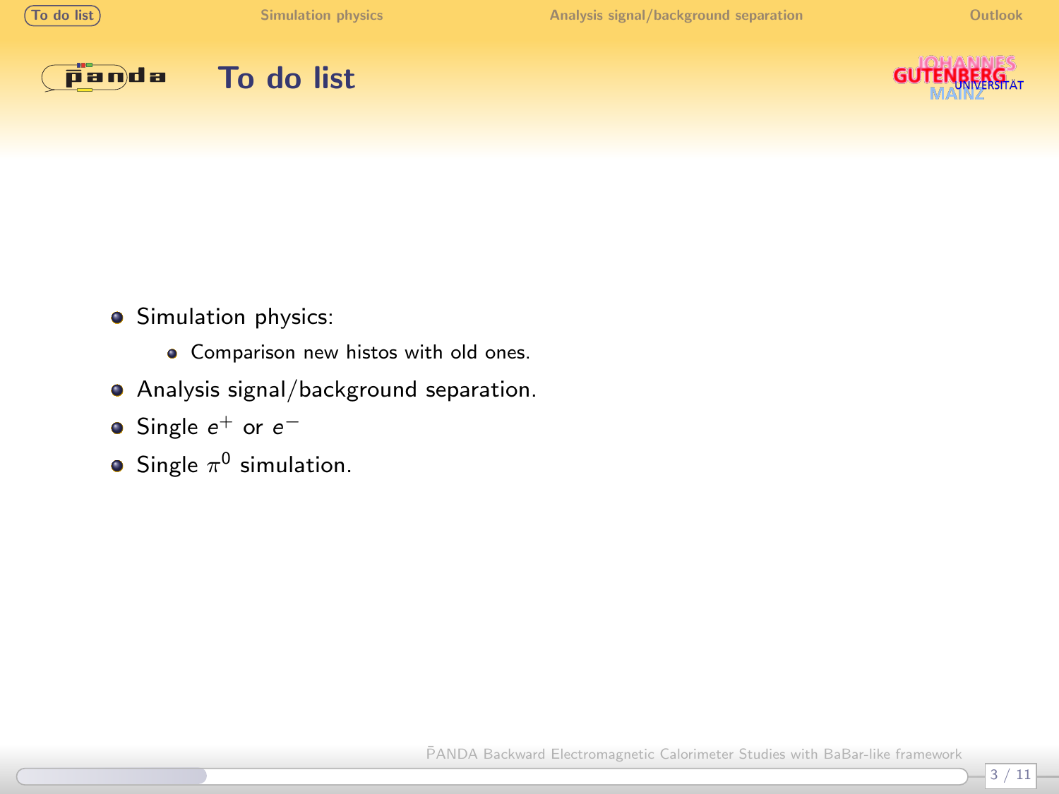# To do list

- Simulation physics:
  - Comparison new histos with old ones.
- Analysis signal/background separation.
- Single $e^+$ or $e^-$
- Single $\pi^0$ simulation.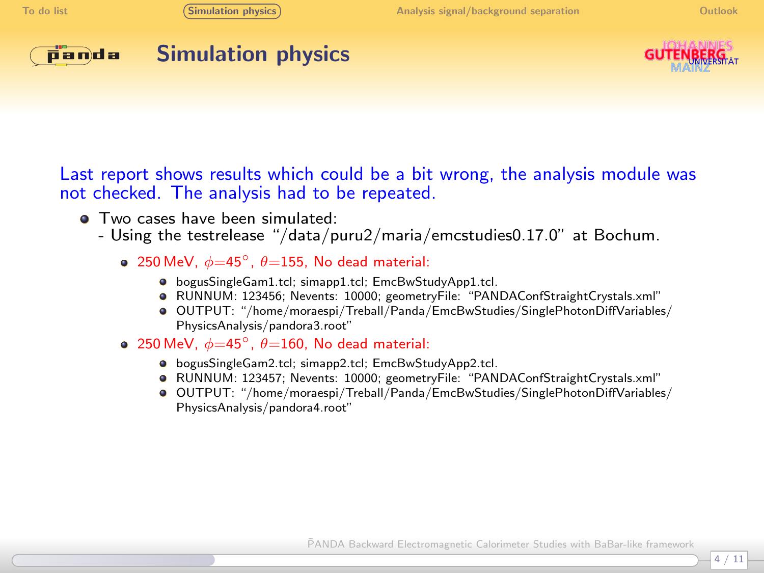# Simulation physics

Last report shows results which could be a bit wrong, the analysis module was not checked. The analysis had to be repeated.

- Two cases have been simulated:
  - Using the testrelease "/data/puru2/maria/emcstudies0.17.0" at Bochum.
  - 250 MeV, $\phi$=45°, $\theta$=155, No dead material:
    - bogusSingleGam1.tcl; simapp1.tcl; EmcBwStudyApp1.tcl.
    - RUNNUM: 123456; Nevents: 10000; geometryFile: "PANDAConfStraightCrystals.xml"
    - OUTPUT: "/home/moraespi/Treball/Panda/EmcBwStudies/SinglePhotonDiffVariables/PhysicsAnalysis/pandora3.root"
  - 250 MeV, $\phi$=45°, $\theta$=160, No dead material:
    - bogusSingleGam2.tcl; simapp2.tcl; EmcBwStudyApp2.tcl.
    - RUNNUM: 123457; Nevents: 10000; geometryFile: "PANDAConfStraightCrystals.xml"
    - OUTPUT: "/home/moraespi/Treball/Panda/EmcBwStudies/SinglePhotonDiffVariables/PhysicsAnalysis/pandora4.root"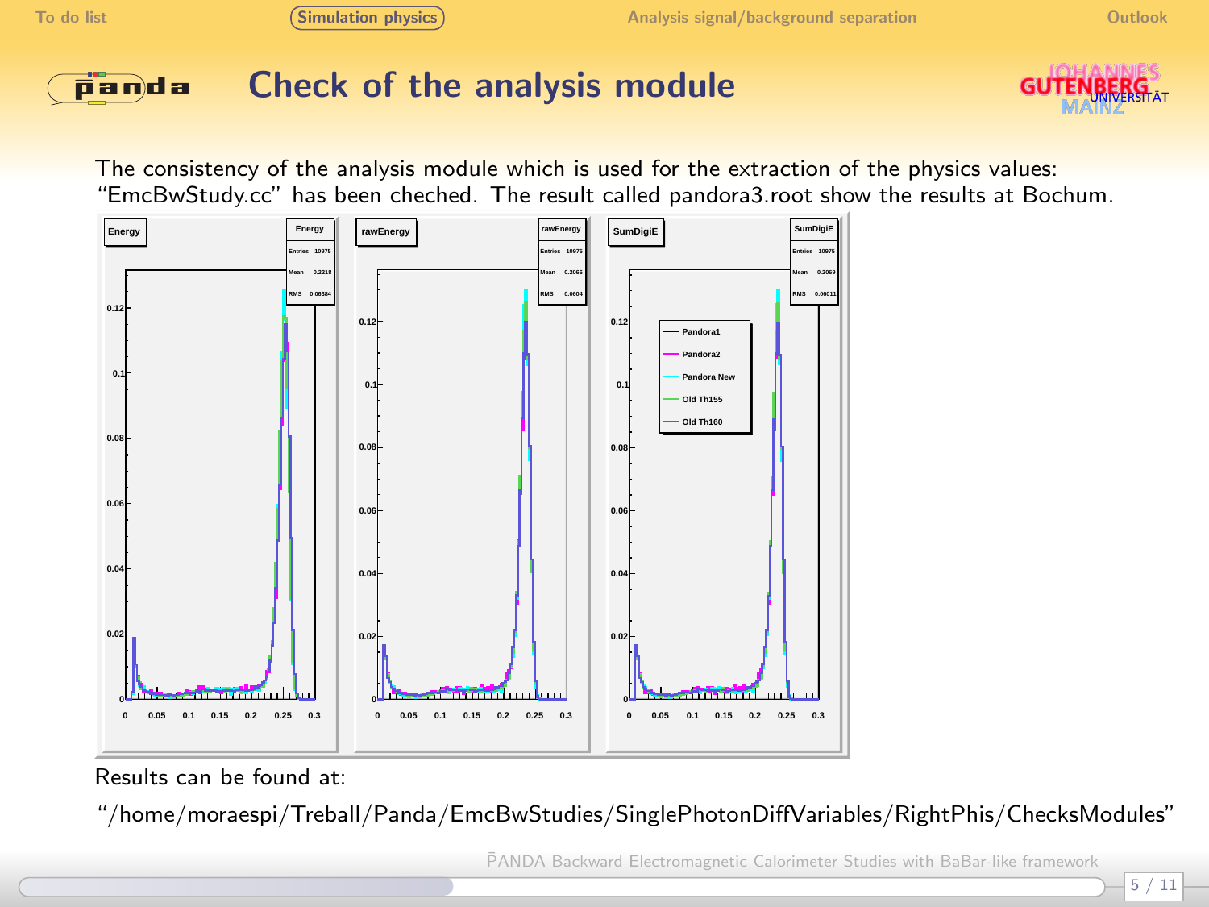# Check of the analysis module

The consistency of the analysis module which is used for the extraction of the physics values: "EmcBwStudy.cc" has been cheched. The result called pandora3.root show the results at Bochum.

Results can be found at:

"/home/moraespi/Treball/Panda/EmcBwStudies/SinglePhotonDiffVariables/RightPhis/ChecksModules"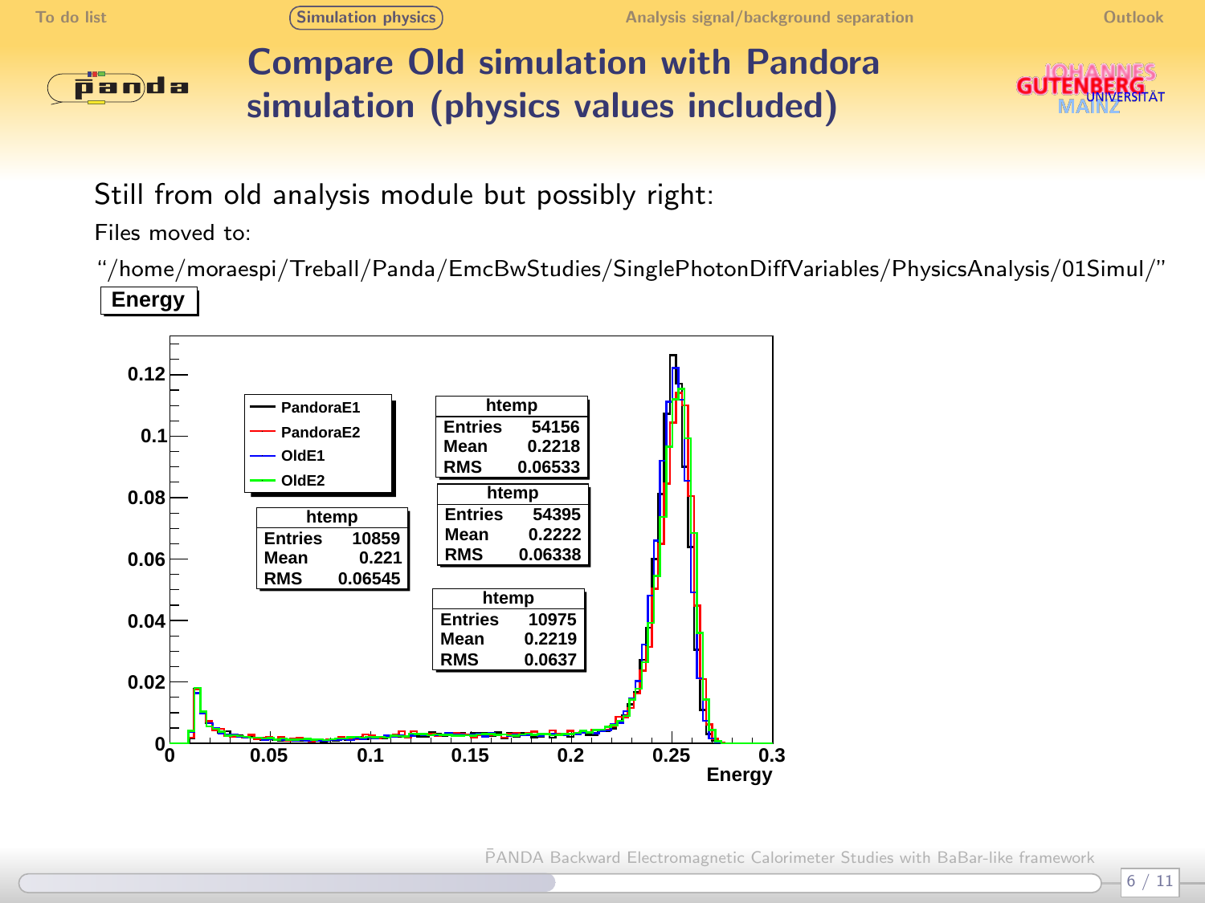# Compare Old simulation with Pandora simulation (physics values included)

Still from old analysis module but possibly right:

Files moved to:

"/home/moraespi/Treball/Panda/EmcBwStudies/SinglePhotonDiffVariables/PhysicsAnalysis/01Simul/"

**Energy**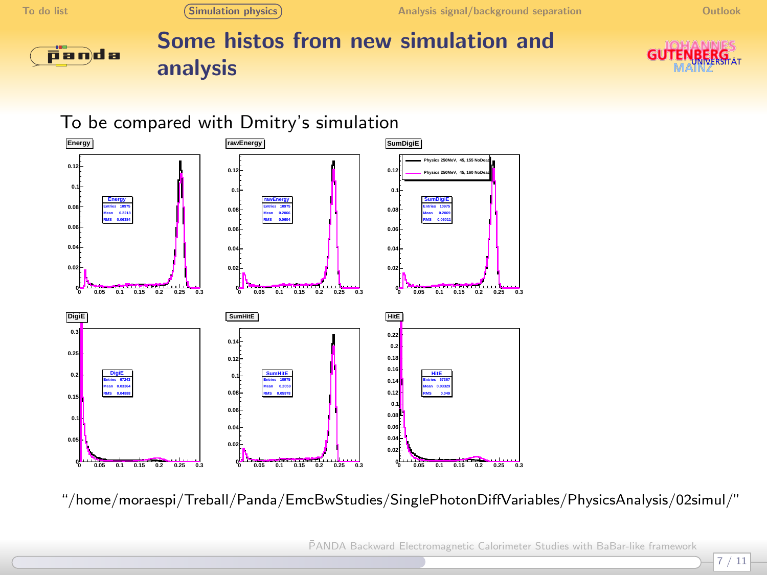# Some histos from new simulation and analysis

To be compared with Dmitry's simulation

| Histogram | Entries | Mean | RMS |
|---|---|---|---|
| Energy | 10975 | 0.2218 | 0.06384 |
| rawEnergy | 10975 | 0.2066 | 0.0604 |
| SumDigiE | 10975 | 0.2069 | 0.06011 |
| DigiE | 67243 | 0.03364 | 0.04888 |
| SumHitE | 10975 | 0.2059 | 0.05978 |
| HitE | 67367 | 0.03329 | 0.049 |

Legend: Physics 250MeV, 45, 155 NoDead; Physics 250MeV, 45, 160 NoDead

"/home/moraespi/Treball/Panda/EmcBwStudies/SinglePhotonDiffVariables/PhysicsAnalysis/02simul/"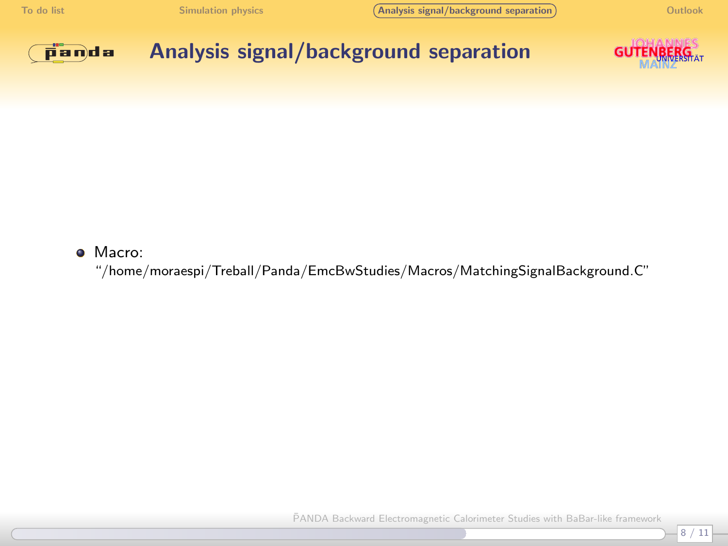# Analysis signal/background separation

- Macro:
  “/home/moraespi/Treball/Panda/EmcBwStudies/Macros/MatchingSignalBackground.C”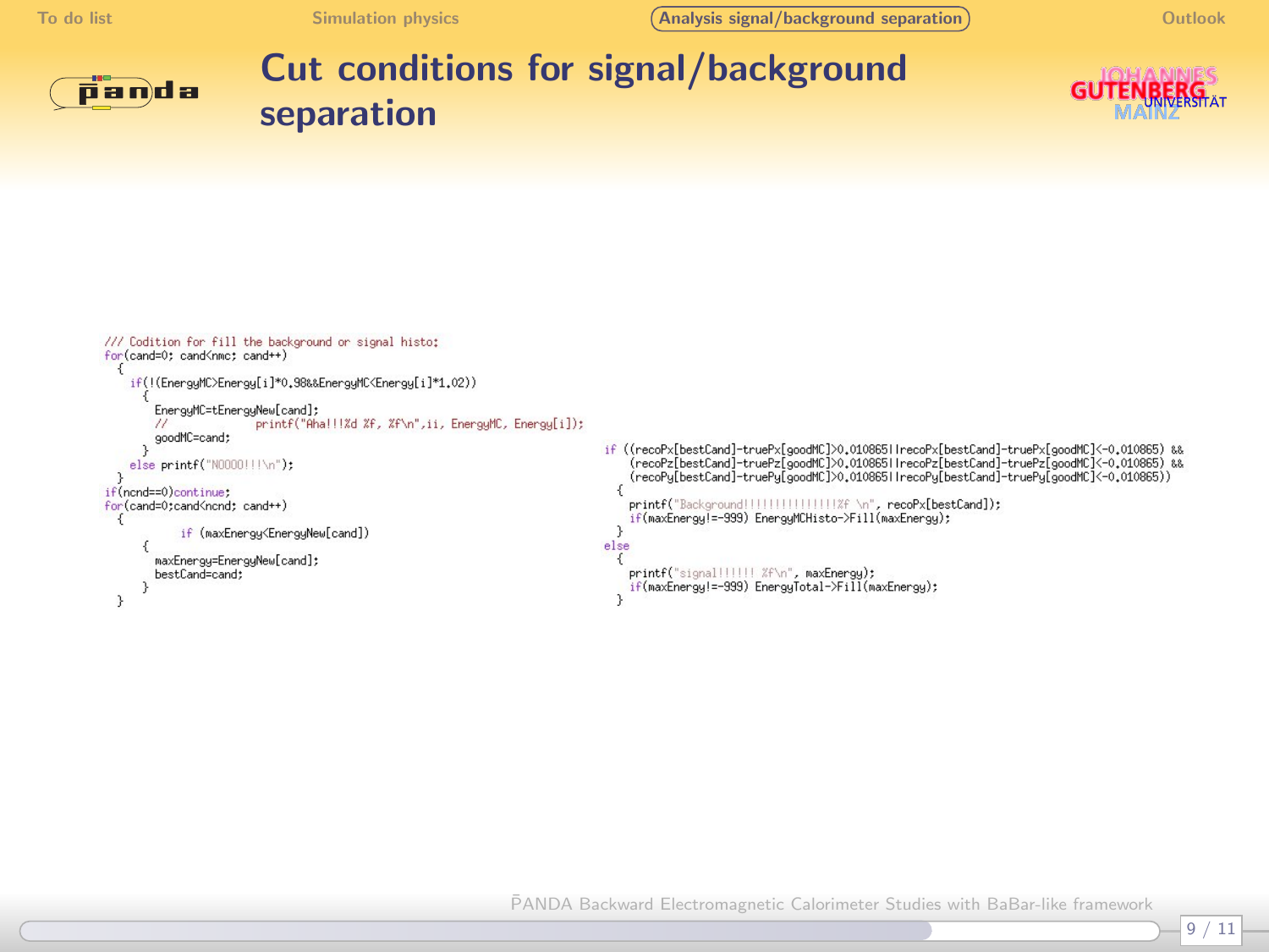# Cut conditions for signal/background separation

```
/// Codition for fill the background or signal histo:
for(cand=0; cand<nmc; cand++)
  {
    if(!(EnergyMC>Energy[i]*0.98&&EnergyMC<Energy[i]*1.02))
      {
        EnergyMC=tEnergyNew[cand];
        //            printf("Aha!!!%d %f, %f\n",ii, EnergyMC, Energy[i]);
        goodMC=cand;
      }
    else printf("NOOOO!!!\n");
  }
if(ncnd==0)continue;
for(cand=0;cand<ncnd; cand++)
  {
          if (maxEnergy<EnergyNew[cand])
      {
        maxEnergy=EnergyNew[cand];
        bestCand=cand;
      }
  }
```

```
if ((recoPx[bestCand]-truePx[goodMC]>0.010865||recoPx[bestCand]-truePx[goodMC]<-0.010865) &&
    (recoPz[bestCand]-truePz[goodMC]>0.010865||recoPz[bestCand]-truePz[goodMC]<-0.010865) &&
    (recoPy[bestCand]-truePy[goodMC]>0.010865||recoPy[bestCand]-truePy[goodMC]<-0.010865))
  {
    printf("Background!!!!!!!!!!!!!!%f \n", recoPx[bestCand]);
    if(maxEnergy!=-999) EnergyMCHisto->Fill(maxEnergy);
  }
else
  {
    printf("signal!!!!!! %f\n", maxEnergy);
    if(maxEnergy!=-999) EnergyTotal->Fill(maxEnergy);
  }
```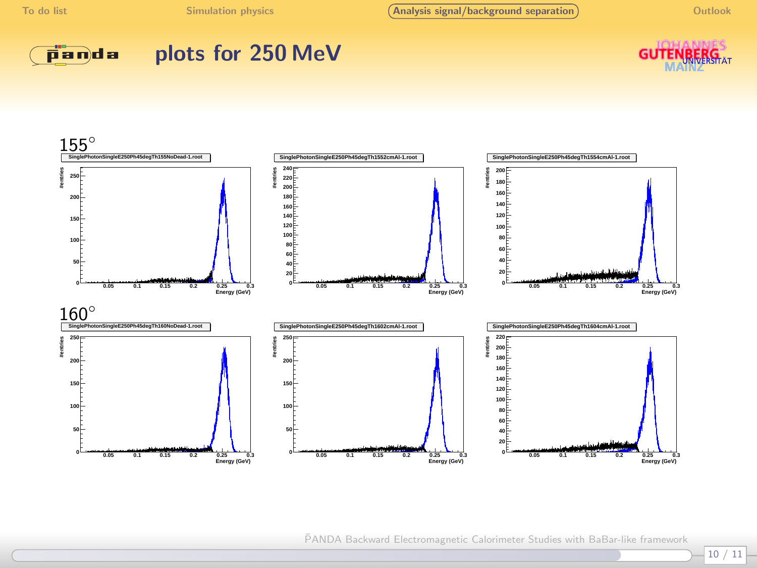# plots for 250 MeV

155°

SinglePhotonSingleE250Ph45degTh155NoDead-1.root

SinglePhotonSingleE250Ph45degTh1552cmAl-1.root

SinglePhotonSingleE250Ph45degTh1554cmAl-1.root

160°

SinglePhotonSingleE250Ph45degTh160NoDead-1.root

SinglePhotonSingleE250Ph45degTh1602cmAl-1.root

SinglePhotonSingleE250Ph45degTh1604cmAl-1.root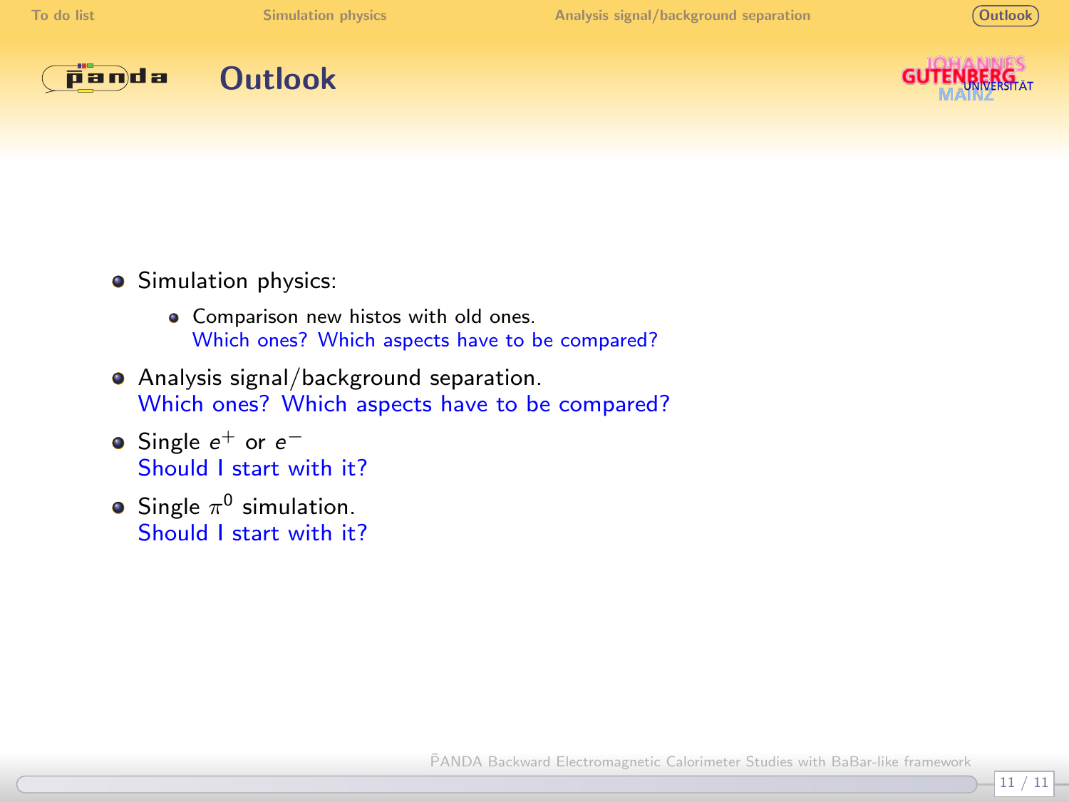# Outlook

- Simulation physics:
  - Comparison new histos with old ones.
    Which ones? Which aspects have to be compared?
- Analysis signal/background separation.
  Which ones? Which aspects have to be compared?
- Single $e^+$ or $e^-$
  Should I start with it?
- Single $\pi^0$ simulation.
  Should I start with it?